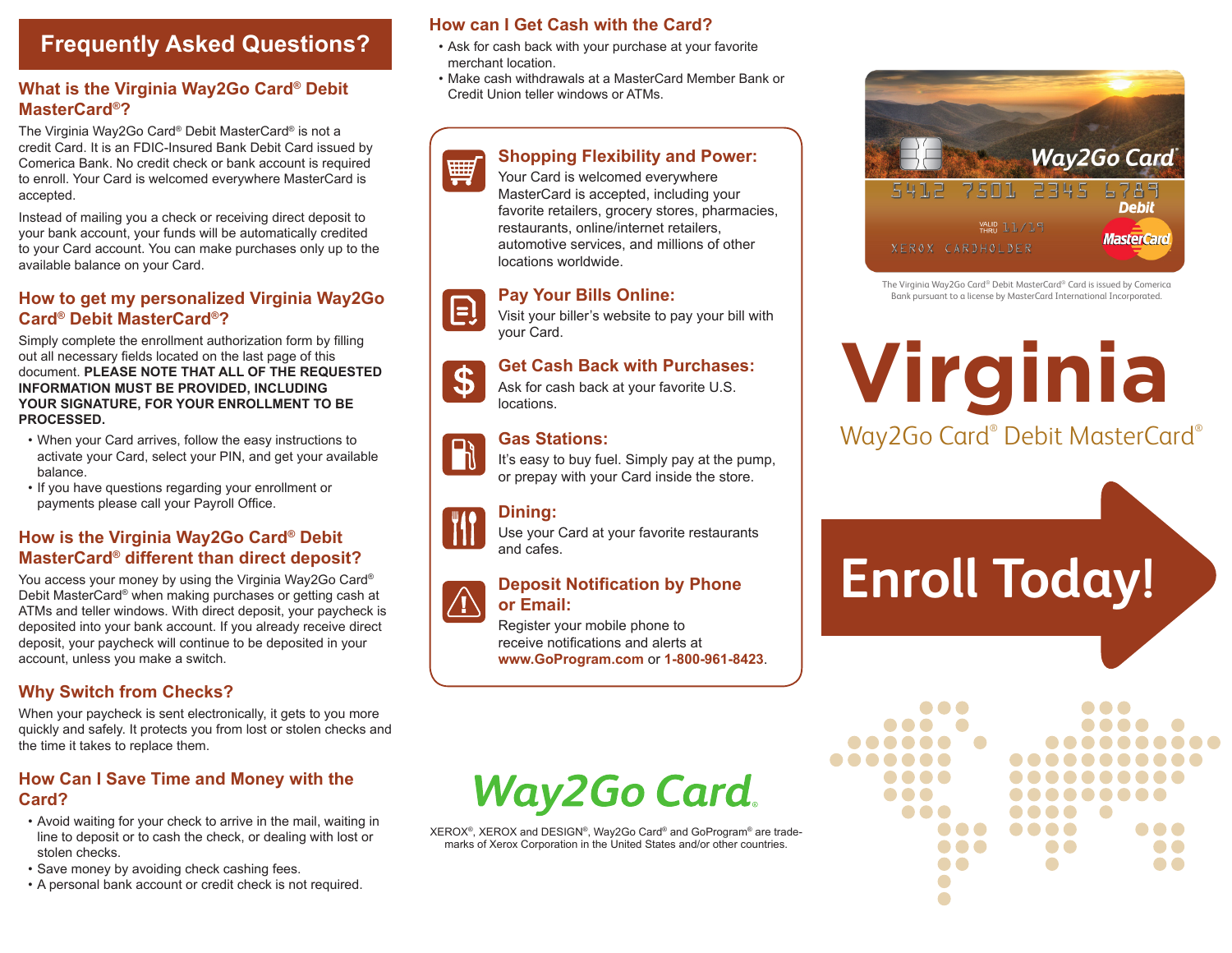# Frequently Asked Questions?

## What is the Virginia Way2Go Card® Debit MasterCard®?

The Virginia Way2Go Card® Debit MasterCard® is not a credit Card. It is an FDIC-Insured Bank Debit Card issued by Comerica Bank. No credit check or bank account is required to enroll. Your Card is welcomed everywhere MasterCard is accepted.

Instead of mailing you a check or receiving direct deposit to your bank account, your funds will be automatically credited to your Card account. You can make purchases only up to the available balance on your Card.

## How to get my personalized Virginia Way2Go Card® Debit MasterCard®?

Simply complete the enrollment authorization form by filling out all necessary fields located on the last page of this document. **PLEASE NOTE THAT ALL OF THE REQUESTED INFORMATION MUST BE PROVIDED, INCLUDING YOUR SIGNATURE, FOR YOUR ENROLLMENT TO BE PROCESSED.**

- When your Card arrives, follow the easy instructions to activate your Card, select your PIN, and get your available balance.
- If you have questions regarding your enrollment or payments please call your Payroll Office.

## How is the Virginia Way2Go Card® Debit MasterCard® different than direct deposit?

You access your money by using the Virginia Way2Go Card® Debit MasterCard® when making purchases or getting cash at ATMs and teller windows. With direct deposit, your paycheck is deposited into your bank account. If you already receive direct deposit, your paycheck will continue to be deposited in your account, unless you make a switch.

## Why Switch from Checks?

When your paycheck is sent electronically, it gets to you more quickly and safely. It protects you from lost or stolen checks and the time it takes to replace them.

## How Can I Save Time and Money with the Card?

- Avoid waiting for your check to arrive in the mail, waiting in line to deposit or to cash the check, or dealing with lost or stolen checks.
- Save money by avoiding check cashing fees.
- A personal bank account or credit check is not required.

## How can I Get Cash with the Card?

- Ask for cash back with your purchase at your favorite merchant location.
- Make cash withdrawals at a MasterCard Member Bank or Credit Union teller windows or ATMs.

### Shopping Flexibility and Power:

Your Card is welcomed everywhere MasterCard is accepted, including your favorite retailers, grocery stores, pharmacies, restaurants, online/internet retailers, automotive services, and millions of other locations worldwide.

### Pay Your Bills Online:

Visit your biller's website to pay your bill with your Card.

### Get Cash Back with Purchases:

Ask for cash back at your favorite U.S. locations.

### Gas Stations:

It's easy to buy fuel. Simply pay at the pump, or prepay with your Card inside the store.

### Dining:

Use your Card at your favorite restaurants and cafes.

### Deposit Notification by Phone or Email:

Register your mobile phone to receive notifications and alerts at **www.GoProgram.com** or **1-800-961-8423**.

**Way2Go Card.**

XEROX®, XEROX and DESIGN®, Way2Go Card® and GoProgram® are trademarks of Xerox Corporation in the United States and/or other countries.

The Virginia Way2Go Card® Debit MasterCard® Card is issued by Comerica Bank pursuant to a license by MasterCard International Incorporated.

# Virginia

## Way2Go Card® Debit MasterCard®

# Enroll Today!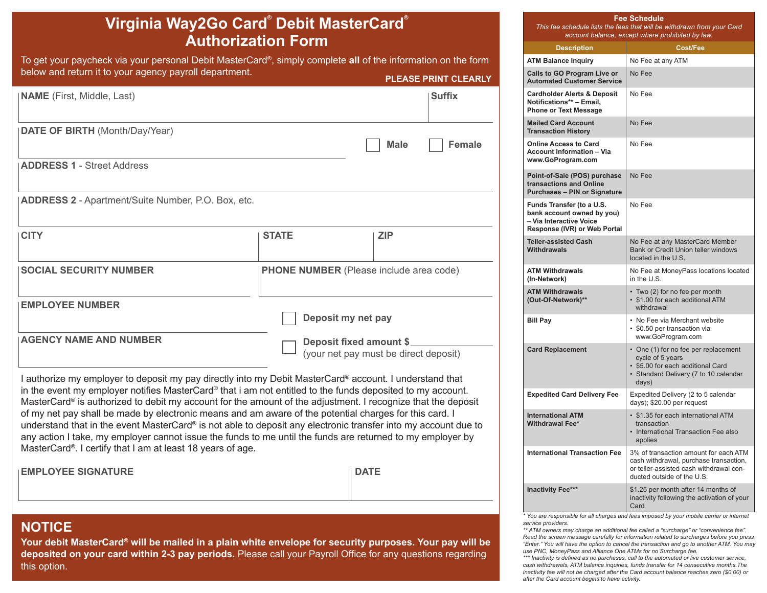# Virginia Way2Go Card® Debit MasterCard® Authorization Form

To get your paycheck via your personal Debit MasterCard®, simply complete **all** of the information on the form below and return it to your agency payroll department.

**PLEASE PRINT CLEARLY**

**NAME** (First, Middle, Last) | **Suffix**

**DATE OF BIRTH** (Month/Day/Year) ☐ **Male** ☐ **Female**

**ADDRESS 1** - Street Address

**ADDRESS 2** - Apartment/Suite Number, P.O. Box, etc.

**CITY** | **STATE** | **ZIP**

**SOCIAL SECURITY NUMBER** | **PHONE NUMBER** (Please include area code)

**EMPLOYEE NUMBER**

☐ **Deposit my net pay**

**AGENCY NAME AND NUMBER**

☐ **Deposit fixed amount $**\_\_\_\_\_\_\_\_\_\_
(your net pay must be direct deposit)

I authorize my employer to deposit my pay directly into my Debit MasterCard® account. I understand that in the event my employer notifies MasterCard® that i am not entitled to the funds deposited to my account. MasterCard® is authorized to debit my account for the amount of the adjustment. I recognize that the deposit of my net pay shall be made by electronic means and am aware of the potential charges for this card. I understand that in the event MasterCard® is not able to deposit any electronic transfer into my account due to any action I take, my employer cannot issue the funds to me until the funds are returned to my employer by MasterCard®. I certify that I am at least 18 years of age.

**EMPLOYEE SIGNATURE** | **DATE**

## NOTICE

**Your debit MasterCard® will be mailed in a plain white envelope for security purposes. Your pay will be deposited on your card within 2-3 pay periods.** Please call your Payroll Office for any questions regarding this option.

## Fee Schedule

*This fee schedule lists the fees that will be withdrawn from your Card account balance, except where prohibited by law.*

| Description | Cost/Fee |
|---|---|
| ATM Balance Inquiry | No Fee at any ATM |
| Calls to GO Program Live or Automated Customer Service | No Fee |
| Cardholder Alerts & Deposit Notifications** – Email, Phone or Text Message | No Fee |
| Mailed Card Account Transaction History | No Fee |
| Online Access to Card Account Information – Via www.GoProgram.com | No Fee |
| Point-of-Sale (POS) purchase transactions and Online Purchases – PIN or Signature | No Fee |
| Funds Transfer (to a U.S. bank account owned by you) – Via Interactive Voice Response (IVR) or Web Portal | No Fee |
| Teller-assisted Cash Withdrawals | No Fee at any MasterCard Member Bank or Credit Union teller windows located in the U.S. |
| ATM Withdrawals (In-Network) | No Fee at MoneyPass locations located in the U.S. |
| ATM Withdrawals (Out-Of-Network)** | • Two (2) for no fee per month<br>• $1.00 for each additional ATM withdrawal |
| Bill Pay | • No Fee via Merchant website<br>• $0.50 per transaction via www.GoProgram.com |
| Card Replacement | • One (1) for no fee per replacement cycle of 5 years<br>• $5.00 for each additional Card<br>• Standard Delivery (7 to 10 calendar days) |
| Expedited Card Delivery Fee | Expedited Delivery (2 to 5 calendar days); $20.00 per request |
| International ATM Withdrawal Fee* | • $1.35 for each international ATM transaction<br>• International Transaction Fee also applies |
| International Transaction Fee | 3% of transaction amount for each ATM cash withdrawal, purchase transaction, or teller-assisted cash withdrawal conducted outside of the U.S. |
| Inactivity Fee*** | $1.25 per month after 14 months of inactivity following the activation of your Card |

*\* You are responsible for all charges and fees imposed by your mobile carrier or internet service providers.*

*\*\* ATM owners may charge an additional fee called a "surcharge" or "convenience fee". Read the screen message carefully for information related to surcharges before you press "Enter." You will have the option to cancel the transaction and go to another ATM. You may use PNC, MoneyPass and Alliance One ATMs for no Surcharge fee.*

*\*\*\* Inactivity is defined as no purchases, call to the automated or live customer service, cash withdrawals, ATM balance inquiries, funds transfer for 14 consecutive months.The inactivity fee will not be charged after the Card account balance reaches zero ($0.00) or after the Card account begins to have activity.*